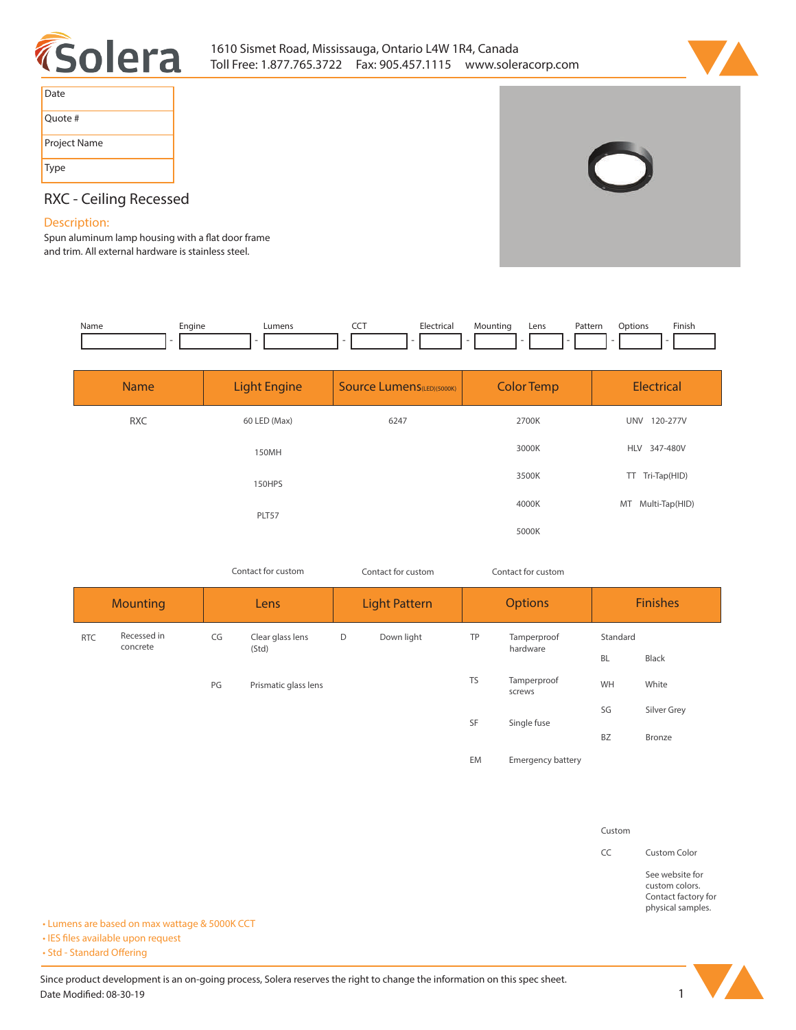Solera

1610 Sismet Road, Mississauga, Ontario L4W 1R4, Canada
Toll Free: 1.877.765.3722 Fax: 905.457.1115 www.soleracorp.com

| Date | |
|---|---|
| Quote # | |
| Project Name | |
| Type | |

# RXC - Ceiling Recessed

## Description:

Spun aluminum lamp housing with a flat door frame and trim. All external hardware is stainless steel.

| Name | Engine | Lumens | CCT | Electrical | Mounting | Lens | Pattern | Options | Finish |
|---|---|---|---|---|---|---|---|---|---|
| | - | - | - | - | - | - | - | - | - |

| Name | Light Engine | Source Lumens (LED)(5000K) | Color Temp | Electrical |
|---|---|---|---|---|
| RXC | 60 LED (Max) | 6247 | 2700K | UNV 120-277V |
| | 150MH | | 3000K | HLV 347-480V |
| | 150HPS | | 3500K | TT Tri-Tap(HID) |
| | PLT57 | | 4000K | MT Multi-Tap(HID) |
| | | | 5000K | |
| | Contact for custom | Contact for custom | Contact for custom | |

| Mounting | | Lens | | Light Pattern | | Options | | Finishes | |
|---|---|---|---|---|---|---|---|---|---|
| RTC | Recessed in concrete | CG | Clear glass lens (Std) | D | Down light | TP | Tamperproof hardware | Standard | |
| | | | | | | | | BL | Black |
| | | PG | Prismatic glass lens | | | TS | Tamperproof screws | WH | White |
| | | | | | | | | SG | Silver Grey |
| | | | | | | SF | Single fuse | BZ | Bronze |
| | | | | | | EM | Emergency battery | | |
| | | | | | | | | Custom | |
| | | | | | | | | CC | Custom Color |
| | | | | | | | | | See website for custom colors. Contact factory for physical samples. |

- Lumens are based on max wattage & 5000K CCT
- IES files available upon request
- Std - Standard Offering

Since product development is an on-going process, Solera reserves the right to change the information on this spec sheet.
Date Modified: 08-30-19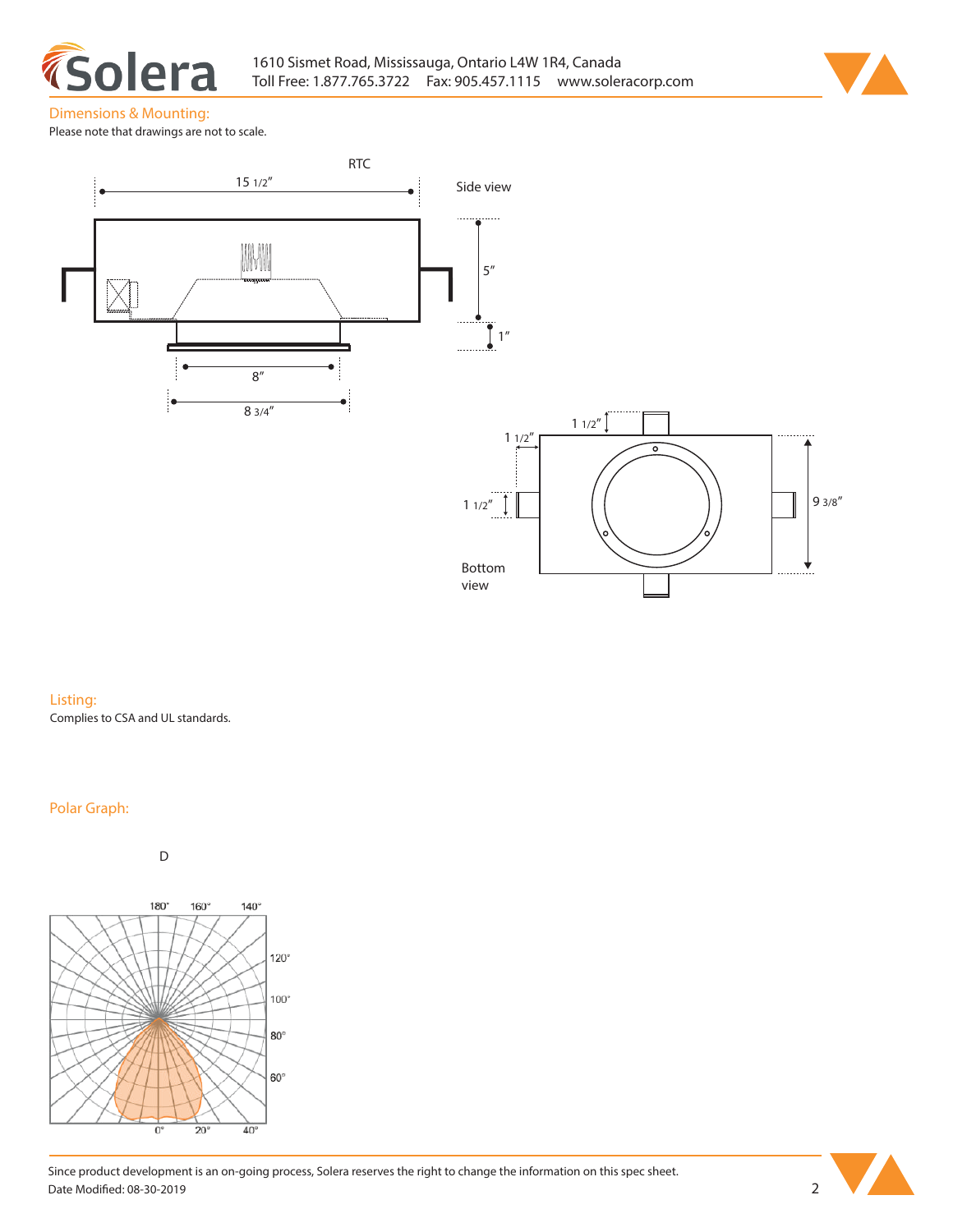1610 Sismet Road, Mississauga, Ontario L4W 1R4, Canada
Toll Free: 1.877.765.3722 Fax: 905.457.1115 www.soleracorp.com

## Dimensions & Mounting:

Please note that drawings are not to scale.

RTC

Side view

15 1/2″

5″

1″

8″

8 3/4″

Bottom view

1 1/2″

1 1/2″

1 1/2″

9 3/8″

## Listing:

Complies to CSA and UL standards.

## Polar Graph:

D

180° 160° 140°

120°

100°

80°

60°

0° 20° 40°

Since product development is an on-going process, Solera reserves the right to change the information on this spec sheet.
Date Modified: 08-30-2019